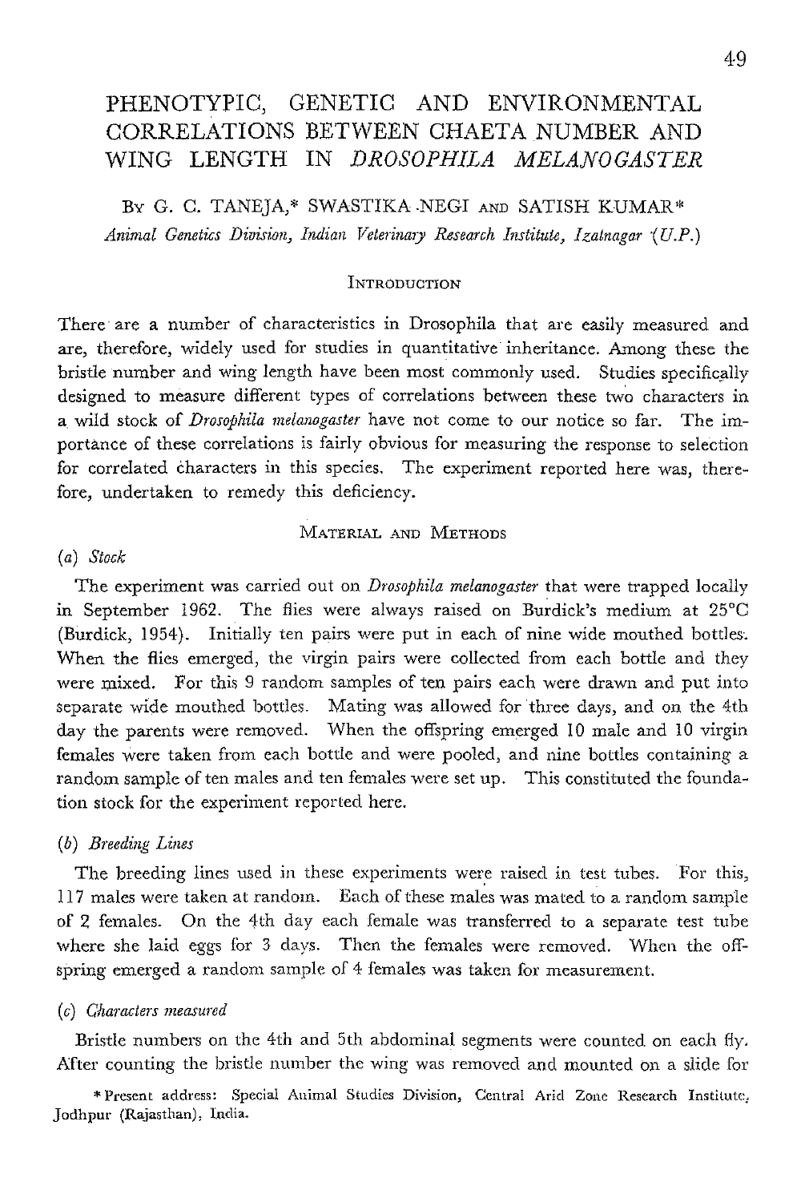# PHENOTYPIC, GENETIC AND ENVIRONMENTAL CORRELATIONS BETWEEN CHAETA NUMBER AND WING LENGTH IN *DROSOPHILA MELANOGASTER*

By G. C. TANEJA,* SWASTIKA NEGI AND SATISH KUMAR*

*Animal Genetics Division, Indian Veterinary Research Institute, Izatnagar (U.P.)*

## Introduction

There are a number of characteristics in Drosophila that are easily measured and are, therefore, widely used for studies in quantitative inheritance. Among these the bristle number and wing length have been most commonly used. Studies specifically designed to measure different types of correlations between these two characters in a wild stock of *Drosophila melanogaster* have not come to our notice so far. The importance of these correlations is fairly obvious for measuring the response to selection for correlated characters in this species. The experiment reported here was, therefore, undertaken to remedy this deficiency.

## Material and Methods

### (a) *Stock*

The experiment was carried out on *Drosophila melanogaster* that were trapped locally in September 1962. The flies were always raised on Burdick's medium at 25°C (Burdick, 1954). Initially ten pairs were put in each of nine wide mouthed bottles. When the flies emerged, the virgin pairs were collected from each bottle and they were mixed. For this 9 random samples of ten pairs each were drawn and put into separate wide mouthed bottles. Mating was allowed for three days, and on the 4th day the parents were removed. When the offspring emerged 10 male and 10 virgin females were taken from each bottle and were pooled, and nine bottles containing a random sample of ten males and ten females were set up. This constituted the foundation stock for the experiment reported here.

### (b) *Breeding Lines*

The breeding lines used in these experiments were raised in test tubes. For this, 117 males were taken at random. Each of these males was mated to a random sample of 2 females. On the 4th day each female was transferred to a separate test tube where she laid eggs for 3 days. Then the females were removed. When the offspring emerged a random sample of 4 females was taken for measurement.

### (c) *Characters measured*

Bristle numbers on the 4th and 5th abdominal segments were counted on each fly. After counting the bristle number the wing was removed and mounted on a slide for

*Present address: Special Animal Studies Division, Central Arid Zone Research Institute, Jodhpur (Rajasthan), India.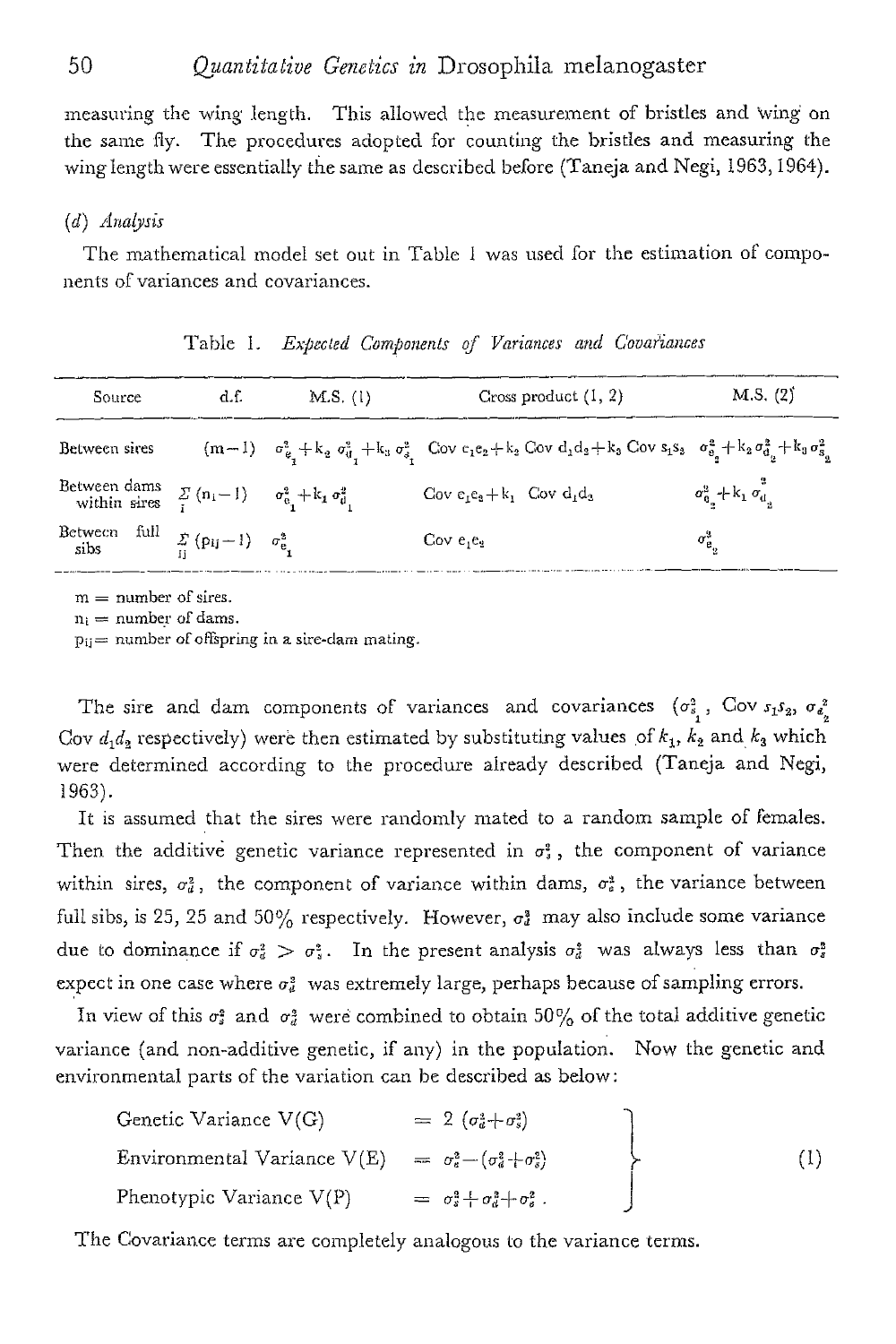measuring the wing length. This allowed the measurement of bristles and wing on the same fly. The procedures adopted for counting the bristles and measuring the wing length were essentially the same as described before (Taneja and Negi, 1963, 1964).

### (d) *Analysis*

The mathematical model set out in Table 1 was used for the estimation of components of variances and covariances.

Table 1. *Expected Components of Variances and Covariances*

| Source | d.f. | M.S. (1) | Cross product (1, 2) | M.S. (2) |
|---|---|---|---|---|
| Between sires | $(m-1)$ | $\sigma^2_{e_1}+k_2\,\sigma^2_{d_1}+k_3\,\sigma^2_{s_1}$ | $\text{Cov}\;e_1e_2+k_2\;\text{Cov}\;d_1d_2+k_3\;\text{Cov}\;s_1s_2$ | $\sigma^2_{e_2}+k_2\,\sigma^2_{d_2}+k_3\,\sigma^2_{s_2}$ |
| Between dams within sires | $\sum_i (n_i-1)$ | $\sigma^2_{e_1}+k_1\,\sigma^2_{d_1}$ | $\text{Cov}\;e_1e_2+k_1\;\;\text{Cov}\;d_1d_2$ | $\sigma^2_{e_2}+k_1\,\sigma^2_{d_2}$ |
| Between full sibs | $\sum_{ij} (p_{ij}-1)$ | $\sigma^2_{e_1}$ | $\text{Cov}\;e_1e_2$ | $\sigma^2_{e_2}$ |

m = number of sires.
$n_i$ = number of dams.
$p_{ij}$ = number of offspring in a sire-dam mating.

The sire and dam components of variances and covariances ($\sigma^2_{s_1}$, $\text{Cov}\;s_1s_2$, $\sigma^2_{d_2}$, $\text{Cov}\;d_1d_2$ respectively) were then estimated by substituting values of $k_1$, $k_2$ and $k_3$ which were determined according to the procedure already described (Taneja and Negi, 1963).

It is assumed that the sires were randomly mated to a random sample of females. Then the additive genetic variance represented in $\sigma^2_s$, the component of variance within sires, $\sigma^2_d$, the component of variance within dams, $\sigma^2_e$, the variance between full sibs, is 25, 25 and 50% respectively. However, $\sigma^2_d$ may also include some variance due to dominance if $\sigma^2_d > \sigma^2_s$. In the present analysis $\sigma^2_d$ was always less than $\sigma^2_s$ expect in one case where $\sigma^2_d$ was extremely large, perhaps because of sampling errors.

In view of this $\sigma^2_s$ and $\sigma^2_d$ were combined to obtain 50% of the total additive genetic variance (and non-additive genetic, if any) in the population. Now the genetic and environmental parts of the variation can be described as below:

$$
\left.
\begin{aligned}
&\text{Genetic Variance V(G)} &&= 2\,(\sigma^2_d+\sigma^2_s)\\
&\text{Environmental Variance V(E)} &&= \sigma^2_e-(\sigma^2_d+\sigma^2_s)\\
&\text{Phenotypic Variance V(P)} &&= \sigma^2_s+\sigma^2_d+\sigma^2_e\,.
\end{aligned}
\right\}\qquad (1)
$$

The Covariance terms are completely analogous to the variance terms.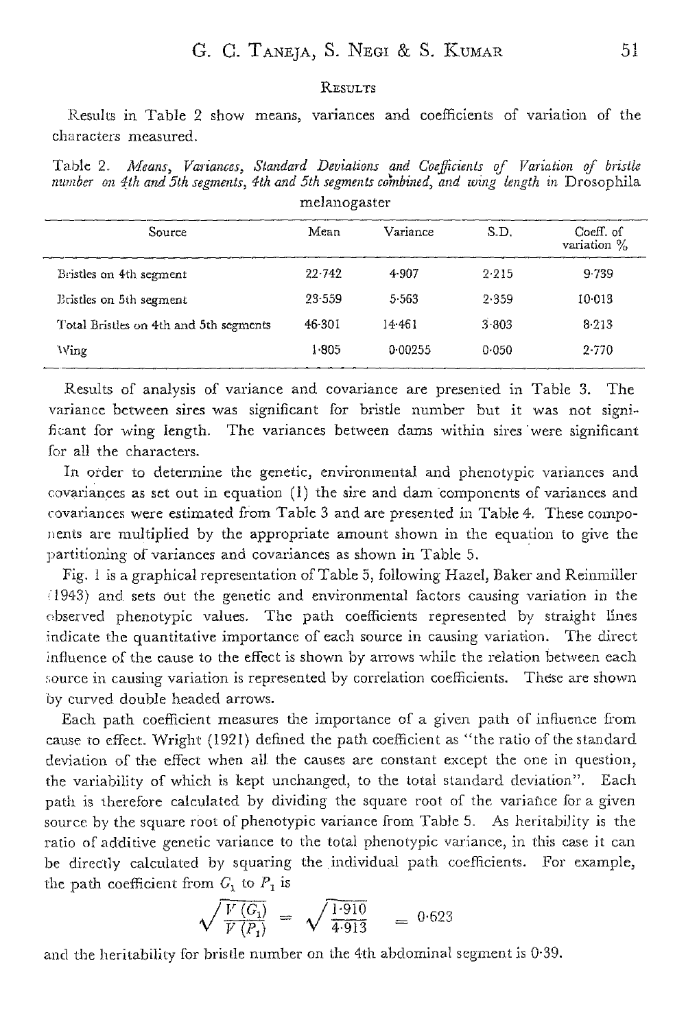## Results

Results in Table 2 show means, variances and coefficients of variation of the characters measured.

Table 2. *Means, Variances, Standard Deviations and Coefficients of Variation of bristle number on 4th and 5th segments, 4th and 5th segments combined, and wing length in* Drosophila melanogaster

| Source | Mean | Variance | S.D. | Coeff. of variation % |
|---|---|---|---|---|
| Bristles on 4th segment | 22·742 | 4·907 | 2·215 | 9·739 |
| Bristles on 5th segment | 23·559 | 5·563 | 2·359 | 10·013 |
| Total Bristles on 4th and 5th segments | 46·301 | 14·461 | 3·803 | 8·213 |
| Wing | 1·805 | 0·00255 | 0·050 | 2·770 |

Results of analysis of variance and covariance are presented in Table 3. The variance between sires was significant for bristle number but it was not significant for wing length. The variances between dams within sires were significant for all the characters.

In order to determine the genetic, environmental and phenotypic variances and covariances as set out in equation (1) the sire and dam components of variances and covariances were estimated from Table 3 and are presented in Table 4. These components are multiplied by the appropriate amount shown in the equation to give the partitioning of variances and covariances as shown in Table 5.

Fig. 1 is a graphical representation of Table 5, following Hazel, Baker and Reinmiller (1943) and sets out the genetic and environmental factors causing variation in the observed phenotypic values. The path coefficients represented by straight lines indicate the quantitative importance of each source in causing variation. The direct influence of the cause to the effect is shown by arrows while the relation between each source in causing variation is represented by correlation coefficients. These are shown by curved double headed arrows.

Each path coefficient measures the importance of a given path of influence from cause to effect. Wright (1921) defined the path coefficient as "the ratio of the standard deviation of the effect when all the causes are constant except the one in question, the variability of which is kept unchanged, to the total standard deviation". Each path is therefore calculated by dividing the square root of the variance for a given source by the square root of phenotypic variance from Table 5. As heritability is the ratio of additive genetic variance to the total phenotypic variance, in this case it can be directly calculated by squaring the individual path coefficients. For example, the path coefficient from $G_1$ to $P_1$ is

$$\sqrt{\frac{V(G_1)}{V(P_1)}} = \sqrt{\frac{1{\cdot}910}{4{\cdot}913}} = 0{\cdot}623$$

and the heritability for bristle number on the 4th abdominal segment is 0·39.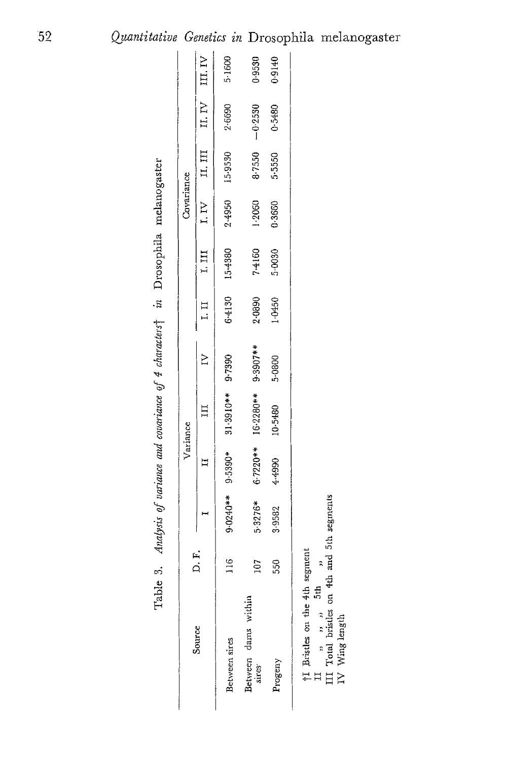Table 3. *Analysis of variance and covariance of 4 characters*† *in* Drosophila melanogaster

| Source | D. F. | Variance | | | | Covariance | | | | | |
|---|---|---|---|---|---|---|---|---|---|---|---|
| | | I | II | III | IV | I, II | I, III | I, IV | II, III | II, IV | III, IV |
| Between sires | 116 | 9·0240** | 9·5390* | 31·3910** | 9·7390 | 6·4130 | 15·4380 | 2·4950 | 15·9530 | 2·6690 | 5·1600 |
| Between dams within sires | 107 | 5·3276* | 6·7220** | 16·2280** | 9·3907** | 2·0890 | 7·4160 | 1·2060 | 8·7550 | −0·2530 | 0·9530 |
| Progeny | 550 | 3·9582 | 4·4990 | 10·5480 | 5·0800 | 1·0450 | 5·0030 | 0·3660 | 5·5550 | 0·5480 | 0·9140 |

†I Bristles on the 4th segment
II " " 5th "
III Total bristles on 4th and 5th segments
IV Wing length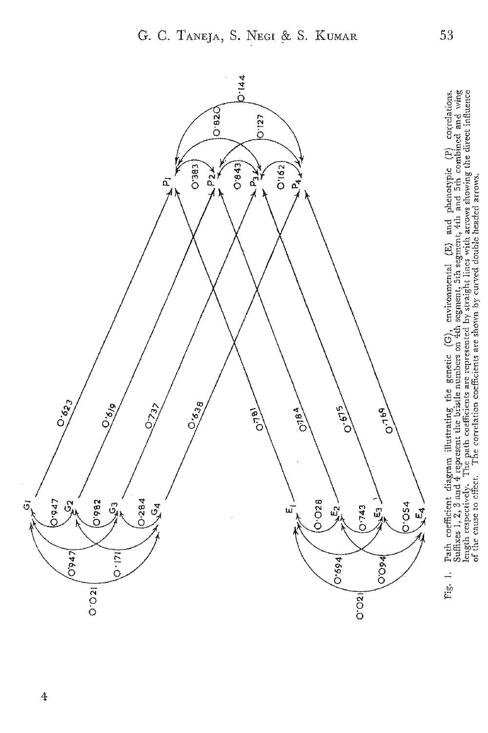Fig. 1. Path coefficient diagram illustrating the genetic (G), environmental (E) and phenotypic (P) correlations. Suffixes 1, 2, 3 and 4 represent the bristle numbers on 4th segment, 5th segment, 4th and 5th combined and wing length respectively. The path coefficients are represented by straight lines with arrows showing the direct influence of the cause to effect. The correlation coefficients are shown by curved double headed arrows.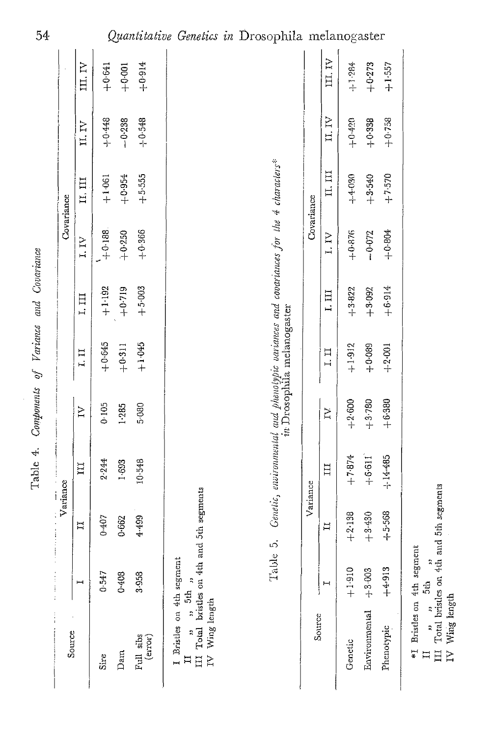Table 4. *Components of Variance and Covariance*

| Source | Variance | | | | Covariance | | | | | |
|---|---|---|---|---|---|---|---|---|---|---|
| | I | II | III | IV | I. II | I. III | I. IV | II. III | II. IV | III. IV |
| Sire | 0·547 | 0·407 | 2·244 | 0·105 | +0·645 | +1·192 | +0·188 | +1·061 | +0·448 | +0·641 |
| Dam | 0·408 | 0·662 | 1·693 | 1·285 | +0·311 | +0·719 | +0·250 | +0·954 | −0·238 | +0·001 |
| Full sibs (error) | 3·958 | 4·499 | 10·548 | 5·080 | +1·045 | +5·003 | +0·366 | +5·555 | +0·548 | +0·914 |

I Bristles on 4th segment
II " " 5th "
III Total bristles on 4th and 5th segments
IV Wing length

Table 5. *Genetic, environmental and phenotypic variances and covariances for the 4 characters\* in* Drosophila melanogaster

| Source | Variance | | | | Covariance | | | | | |
|---|---|---|---|---|---|---|---|---|---|---|
| | I | II | III | IV | I. II | I. III | I. IV | II. III | II. IV | III. IV |
| Genetic | +1·910 | +2·138 | +7·874 | +2·600 | +1·912 | +3·822 | +0·876 | +4·030 | +0·420 | +1·284 |
| Environmental | +3·003 | +3·430 | +6·611 | +3·780 | +0·089 | +3·092 | −0·072 | +3·540 | +0·338 | +0·273 |
| Phenotypic | +4·913 | +5·568 | +14·485 | +6·380 | +2·001 | +6·914 | +0·804 | +7·570 | +0·758 | +1·557 |

\*I Bristles on 4th segment
II " " 5th "
III Total bristles on 4th and 5th segments
IV Wing length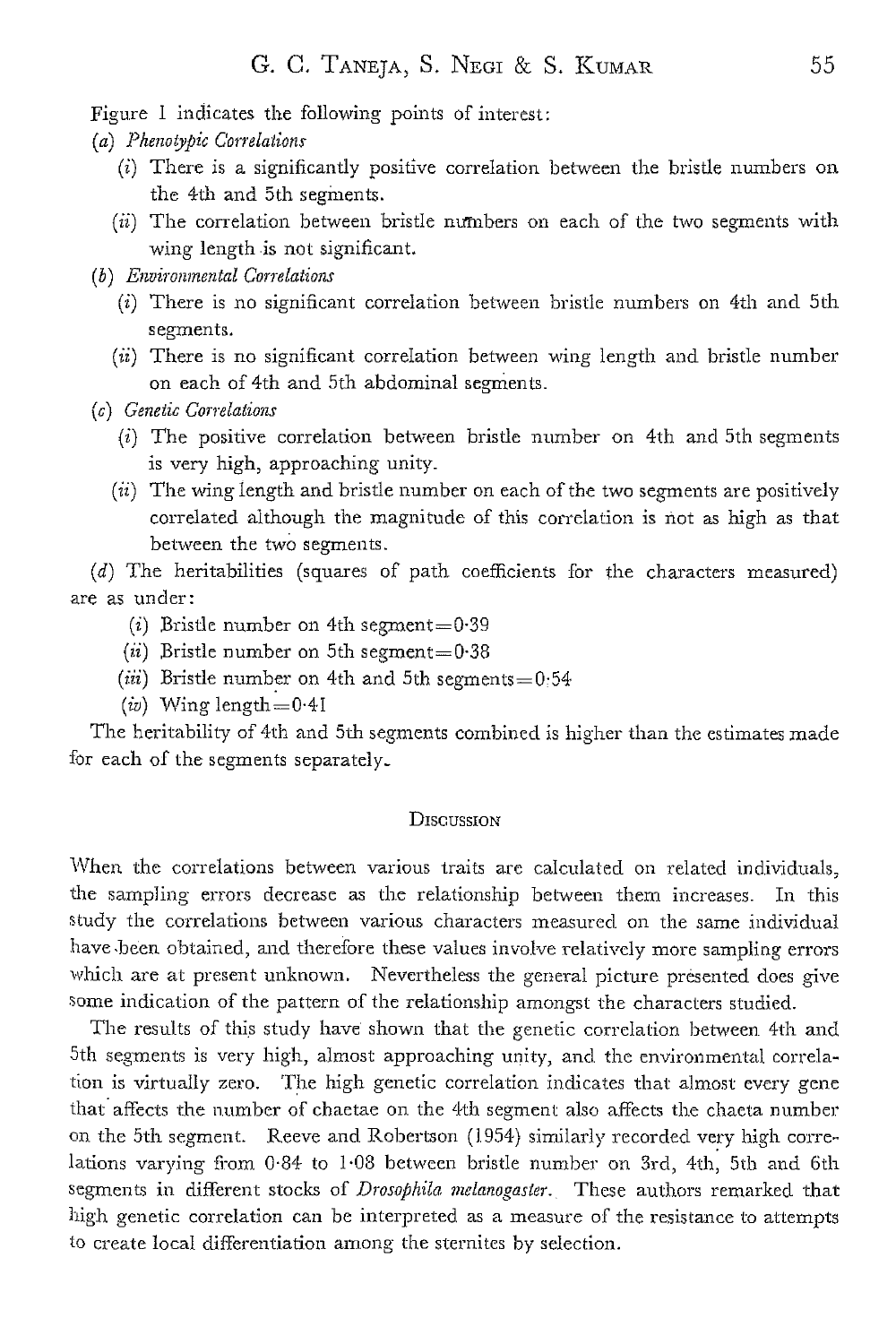Figure 1 indicates the following points of interest:

(*a*) *Phenotypic Correlations*

- (*i*) There is a significantly positive correlation between the bristle numbers on the 4th and 5th segments.
- (*ii*) The correlation between bristle numbers on each of the two segments with wing length is not significant.

(*b*) *Environmental Correlations*

- (*i*) There is no significant correlation between bristle numbers on 4th and 5th segments.
- (*ii*) There is no significant correlation between wing length and bristle number on each of 4th and 5th abdominal segments.

(*c*) *Genetic Correlations*

- (*i*) The positive correlation between bristle number on 4th and 5th segments is very high, approaching unity.
- (*ii*) The wing length and bristle number on each of the two segments are positively correlated although the magnitude of this correlation is not as high as that between the two segments.

(*d*) The heritabilities (squares of path coefficients for the characters measured) are as under:

- (*i*) Bristle number on 4th segment=0·39
- (*ii*) Bristle number on 5th segment=0·38
- (*iii*) Bristle number on 4th and 5th segments=0·54
- (*iv*) Wing length=0·41

The heritability of 4th and 5th segments combined is higher than the estimates made for each of the segments separately.

## Discussion

When the correlations between various traits are calculated on related individuals, the sampling errors decrease as the relationship between them increases. In this study the correlations between various characters measured on the same individual have been obtained, and therefore these values involve relatively more sampling errors which are at present unknown. Nevertheless the general picture presented does give some indication of the pattern of the relationship amongst the characters studied.

The results of this study have shown that the genetic correlation between 4th and 5th segments is very high, almost approaching unity, and the environmental correlation is virtually zero. The high genetic correlation indicates that almost every gene that affects the number of chaetae on the 4th segment also affects the chaeta number on the 5th segment. Reeve and Robertson (1954) similarly recorded very high correlations varying from 0·84 to 1·08 between bristle number on 3rd, 4th, 5th and 6th segments in different stocks of *Drosophila melanogaster*. These authors remarked that high genetic correlation can be interpreted as a measure of the resistance to attempts to create local differentiation among the sternites by selection.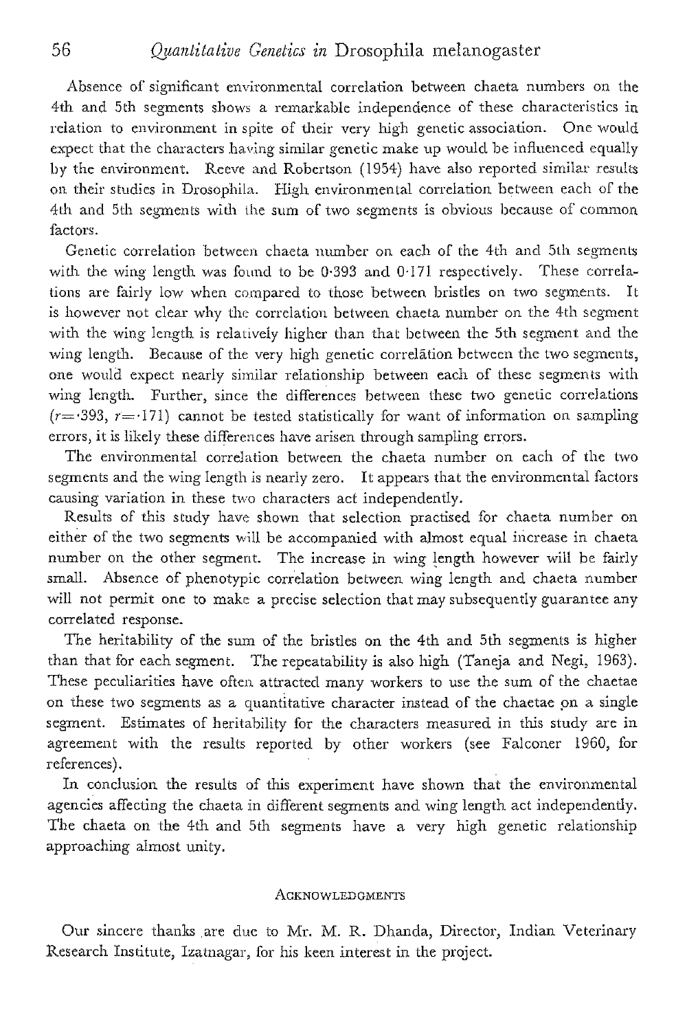Absence of significant environmental correlation between chaeta numbers on the 4th and 5th segments shows a remarkable independence of these characteristics in relation to environment in spite of their very high genetic association. One would expect that the characters having similar genetic make up would be influenced equally by the environment. Reeve and Robertson (1954) have also reported similar results on their studies in Drosophila. High environmental correlation between each of the 4th and 5th segments with the sum of two segments is obvious because of common factors.

Genetic correlation between chaeta number on each of the 4th and 5th segments with the wing length was found to be 0·393 and 0·171 respectively. These correlations are fairly low when compared to those between bristles on two segments. It is however not clear why the correlation between chaeta number on the 4th segment with the wing length is relatively higher than that between the 5th segment and the wing length. Because of the very high genetic correlation between the two segments, one would expect nearly similar relationship between each of these segments with wing length. Further, since the differences between these two genetic correlations ($r = \cdot 393$, $r = \cdot 171$) cannot be tested statistically for want of information on sampling errors, it is likely these differences have arisen through sampling errors.

The environmental correlation between the chaeta number on each of the two segments and the wing length is nearly zero. It appears that the environmental factors causing variation in these two characters act independently.

Results of this study have shown that selection practised for chaeta number on either of the two segments will be accompanied with almost equal increase in chaeta number on the other segment. The increase in wing length however will be fairly small. Absence of phenotypic correlation between wing length and chaeta number will not permit one to make a precise selection that may subsequently guarantee any correlated response.

The heritability of the sum of the bristles on the 4th and 5th segments is higher than that for each segment. The repeatability is also high (Taneja and Negi, 1963). These peculiarities have often attracted many workers to use the sum of the chaetae on these two segments as a quantitative character instead of the chaetae on a single segment. Estimates of heritability for the characters measured in this study are in agreement with the results reported by other workers (see Falconer 1960, for references).

In conclusion the results of this experiment have shown that the environmental agencies affecting the chaeta in different segments and wing length act independently. The chaeta on the 4th and 5th segments have a very high genetic relationship approaching almost unity.

## Acknowledgments

Our sincere thanks are due to Mr. M. R. Dhanda, Director, Indian Veterinary Research Institute, Izatnagar, for his keen interest in the project.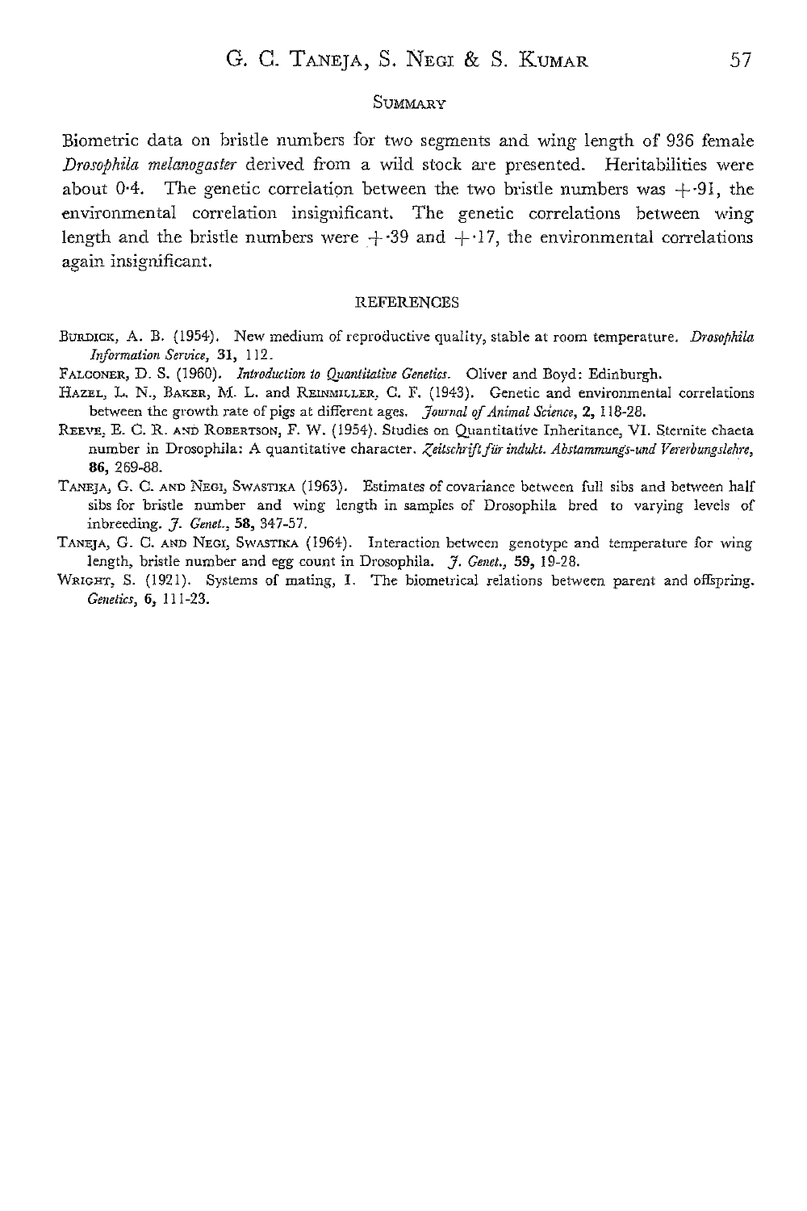## Summary

Biometric data on bristle numbers for two segments and wing length of 936 female *Drosophila melanogaster* derived from a wild stock are presented. Heritabilities were about 0·4. The genetic correlation between the two bristle numbers was +·91, the environmental correlation insignificant. The genetic correlations between wing length and the bristle numbers were +·39 and +·17, the environmental correlations again insignificant.

## References

Burdick, A. B. (1954). New medium of reproductive quality, stable at room temperature. *Drosophila Information Service*, **31**, 112.

Falconer, D. S. (1960). *Introduction to Quantitative Genetics.* Oliver and Boyd: Edinburgh.

Hazel, L. N., Baker, M. L. and Reinmiller, C. F. (1943). Genetic and environmental correlations between the growth rate of pigs at different ages. *Journal of Animal Science*, **2**, 118-28.

Reeve, E. C. R. and Robertson, F. W. (1954). Studies on Quantitative Inheritance, VI. Sternite chaeta number in Drosophila: A quantitative character. *Zeitschrift für indukt. Abstammungs-und Vererbungslehre*, **86**, 269-88.

Taneja, G. C. and Negi, Swastika (1963). Estimates of covariance between full sibs and between half sibs for bristle number and wing length in samples of Drosophila bred to varying levels of inbreeding. *J. Genet.*, **58**, 347-57.

Taneja, G. C. and Negi, Swastika (1964). Interaction between genotype and temperature for wing length, bristle number and egg count in Drosophila. *J. Genet.*, **59**, 19-28.

Wright, S. (1921). Systems of mating, I. The biometrical relations between parent and offspring. *Genetics*, **6**, 111-23.